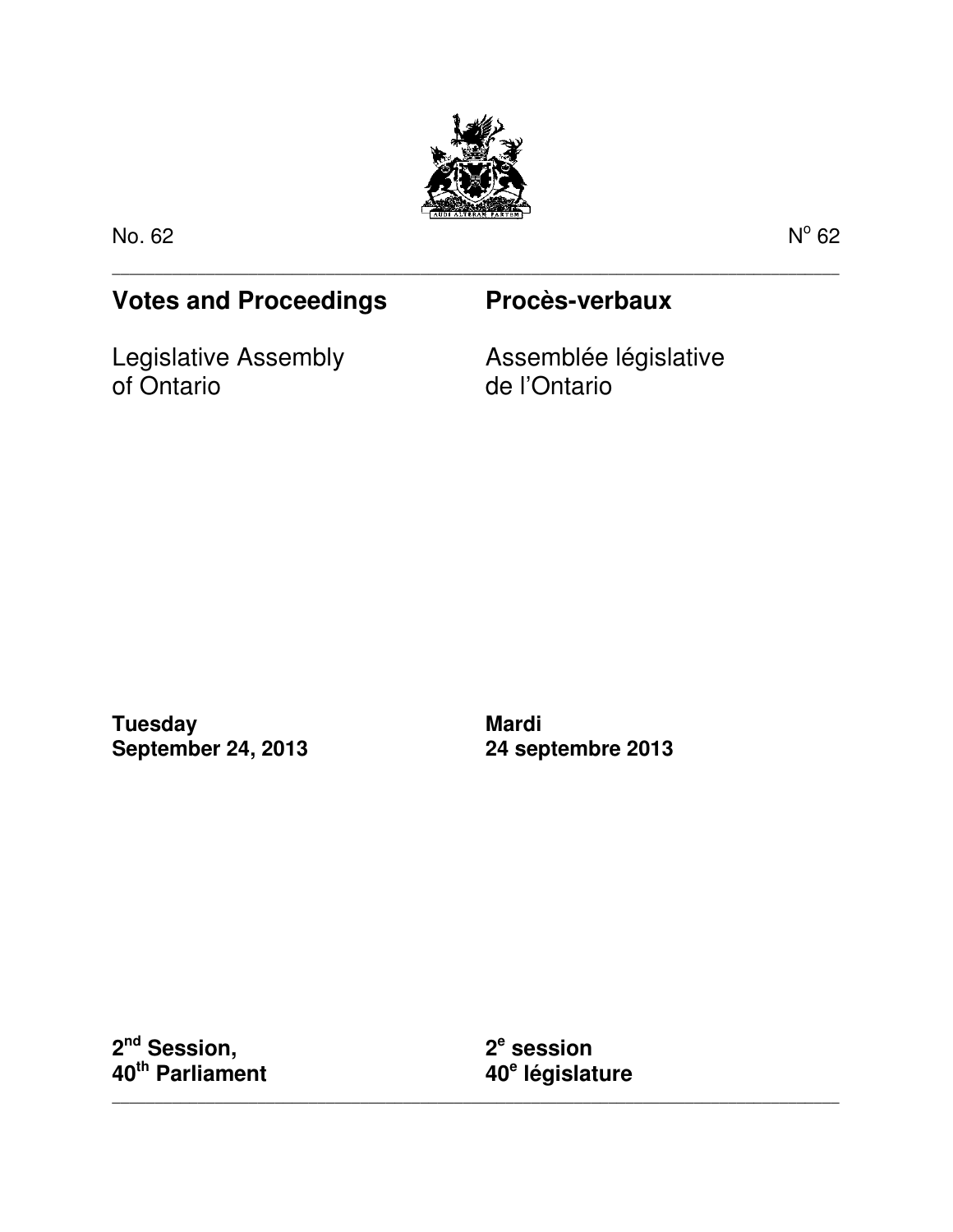No. 62 | N° 62

---

## Votes and Proceedings

Legislative Assembly
of Ontario

## Procès-verbaux

Assemblée législative
de l'Ontario

**Tuesday**
**September 24, 2013**

**Mardi**
**24 septembre 2013**

**2nd Session,**
**40th Parliament**

**2e session**
**40e législature**

---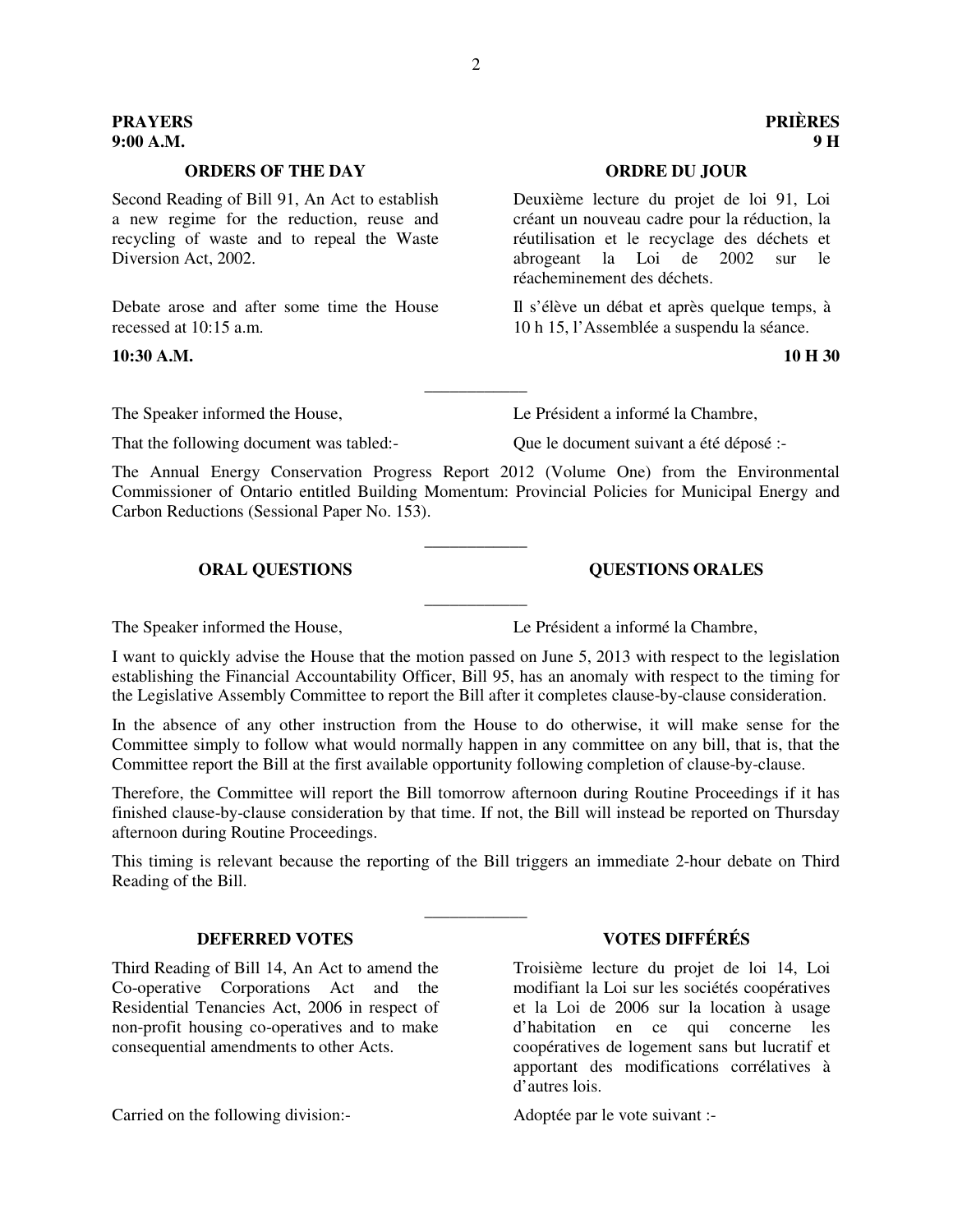**PRAYERS**
**9:00 A.M.**

**PRIÈRES**
**9 H**

### ORDERS OF THE DAY

Second Reading of Bill 91, An Act to establish a new regime for the reduction, reuse and recycling of waste and to repeal the Waste Diversion Act, 2002.

Debate arose and after some time the House recessed at 10:15 a.m.

### ORDRE DU JOUR

Deuxième lecture du projet de loi 91, Loi créant un nouveau cadre pour la réduction, la réutilisation et le recyclage des déchets et abrogeant la Loi de 2002 sur le réacheminement des déchets.

Il s'élève un débat et après quelque temps, à 10 h 15, l'Assemblée a suspendu la séance.

**10:30 A.M.**

**10 H 30**

---

The Speaker informed the House,

That the following document was tabled:-

Le Président a informé la Chambre,

Que le document suivant a été déposé :-

The Annual Energy Conservation Progress Report 2012 (Volume One) from the Environmental Commissioner of Ontario entitled Building Momentum: Provincial Policies for Municipal Energy and Carbon Reductions (Sessional Paper No. 153).

---

### ORAL QUESTIONS

### QUESTIONS ORALES

---

The Speaker informed the House,

Le Président a informé la Chambre,

I want to quickly advise the House that the motion passed on June 5, 2013 with respect to the legislation establishing the Financial Accountability Officer, Bill 95, has an anomaly with respect to the timing for the Legislative Assembly Committee to report the Bill after it completes clause-by-clause consideration.

In the absence of any other instruction from the House to do otherwise, it will make sense for the Committee simply to follow what would normally happen in any committee on any bill, that is, that the Committee report the Bill at the first available opportunity following completion of clause-by-clause.

Therefore, the Committee will report the Bill tomorrow afternoon during Routine Proceedings if it has finished clause-by-clause consideration by that time. If not, the Bill will instead be reported on Thursday afternoon during Routine Proceedings.

This timing is relevant because the reporting of the Bill triggers an immediate 2-hour debate on Third Reading of the Bill.

---

### DEFERRED VOTES

Third Reading of Bill 14, An Act to amend the Co-operative Corporations Act and the Residential Tenancies Act, 2006 in respect of non-profit housing co-operatives and to make consequential amendments to other Acts.

Carried on the following division:-

### VOTES DIFFÉRÉS

Troisième lecture du projet de loi 14, Loi modifiant la Loi sur les sociétés coopératives et la Loi de 2006 sur la location à usage d'habitation en ce qui concerne les coopératives de logement sans but lucratif et apportant des modifications corrélatives à d'autres lois.

Adoptée par le vote suivant :-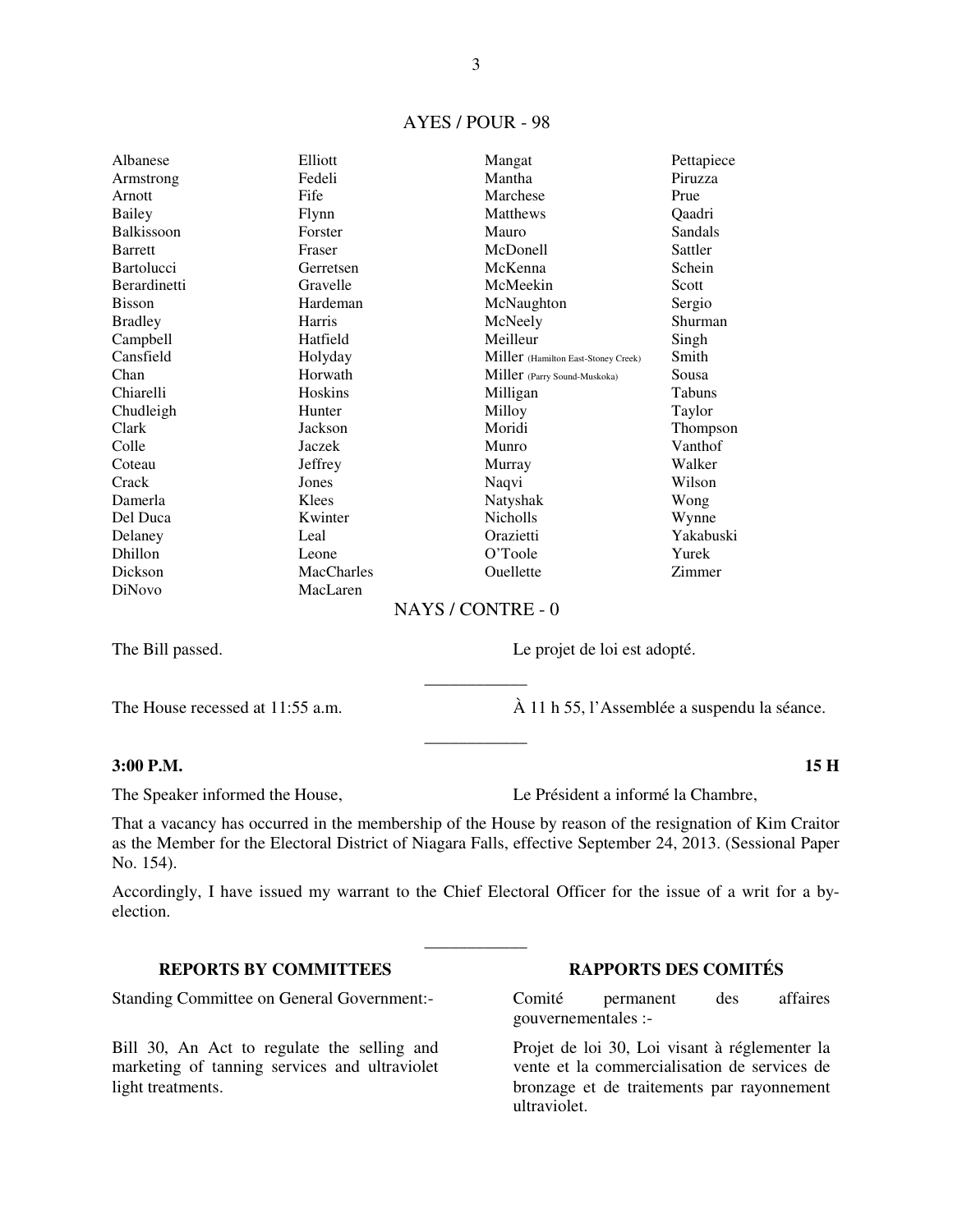AYES / POUR - 98

| | | | |
|---|---|---|---|
| Albanese | Elliott | Mangat | Pettapiece |
| Armstrong | Fedeli | Mantha | Piruzza |
| Arnott | Fife | Marchese | Prue |
| Bailey | Flynn | Matthews | Qaadri |
| Balkissoon | Forster | Mauro | Sandals |
| Barrett | Fraser | McDonell | Sattler |
| Bartolucci | Gerretsen | McKenna | Schein |
| Berardinetti | Gravelle | McMeekin | Scott |
| Bisson | Hardeman | McNaughton | Sergio |
| Bradley | Harris | McNeely | Shurman |
| Campbell | Hatfield | Meilleur | Singh |
| Cansfield | Holyday | Miller (Hamilton East-Stoney Creek) | Smith |
| Chan | Horwath | Miller (Parry Sound-Muskoka) | Sousa |
| Chiarelli | Hoskins | Milligan | Tabuns |
| Chudleigh | Hunter | Milloy | Taylor |
| Clark | Jackson | Moridi | Thompson |
| Colle | Jaczek | Munro | Vanthof |
| Coteau | Jeffrey | Murray | Walker |
| Crack | Jones | Naqvi | Wilson |
| Damerla | Klees | Natyshak | Wong |
| Del Duca | Kwinter | Nicholls | Wynne |
| Delaney | Leal | Orazietti | Yakabuski |
| Dhillon | Leone | O'Toole | Yurek |
| Dickson | MacCharles | Ouellette | Zimmer |
| DiNovo | MacLaren | | |

NAYS / CONTRE - 0

The Bill passed.

Le projet de loi est adopté.

---

The House recessed at 11:55 a.m.

À 11 h 55, l'Assemblée a suspendu la séance.

---

**3:00 P.M.** **15 H**

The Speaker informed the House,

Le Président a informé la Chambre,

That a vacancy has occurred in the membership of the House by reason of the resignation of Kim Craitor as the Member for the Electoral District of Niagara Falls, effective September 24, 2013. (Sessional Paper No. 154).

Accordingly, I have issued my warrant to the Chief Electoral Officer for the issue of a writ for a by-election.

---

**REPORTS BY COMMITTEES**

**RAPPORTS DES COMITÉS**

Standing Committee on General Government:-

Comité permanent des affaires gouvernementales :-

Bill 30, An Act to regulate the selling and marketing of tanning services and ultraviolet light treatments.

Projet de loi 30, Loi visant à réglementer la vente et la commercialisation de services de bronzage et de traitements par rayonnement ultraviolet.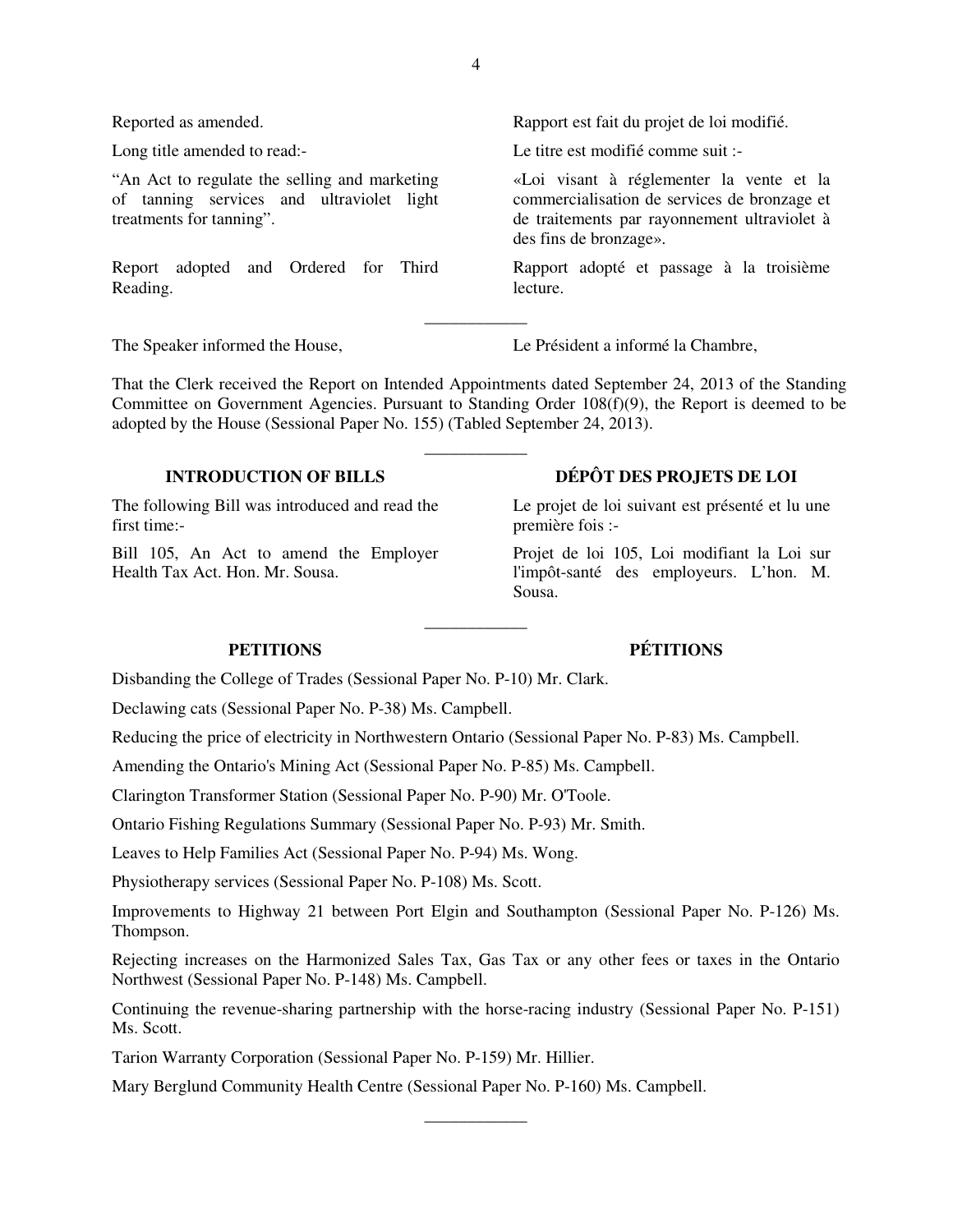Reported as amended.

Rapport est fait du projet de loi modifié.

Long title amended to read:-

Le titre est modifié comme suit :-

“An Act to regulate the selling and marketing of tanning services and ultraviolet light treatments for tanning”.

«Loi visant à réglementer la vente et la commercialisation de services de bronzage et de traitements par rayonnement ultraviolet à des fins de bronzage».

Report adopted and Ordered for Third Reading.

Rapport adopté et passage à la troisième lecture.

---

The Speaker informed the House,

Le Président a informé la Chambre,

That the Clerk received the Report on Intended Appointments dated September 24, 2013 of the Standing Committee on Government Agencies. Pursuant to Standing Order 108(f)(9), the Report is deemed to be adopted by the House (Sessional Paper No. 155) (Tabled September 24, 2013).

---

## INTRODUCTION OF BILLS

## DÉPÔT DES PROJETS DE LOI

The following Bill was introduced and read the first time:-

Le projet de loi suivant est présenté et lu une première fois :-

Bill 105, An Act to amend the Employer Health Tax Act. Hon. Mr. Sousa.

Projet de loi 105, Loi modifiant la Loi sur l'impôt-santé des employeurs. L’hon. M. Sousa.

---

## PETITIONS

## PÉTITIONS

Disbanding the College of Trades (Sessional Paper No. P-10) Mr. Clark.

Declawing cats (Sessional Paper No. P-38) Ms. Campbell.

Reducing the price of electricity in Northwestern Ontario (Sessional Paper No. P-83) Ms. Campbell.

Amending the Ontario's Mining Act (Sessional Paper No. P-85) Ms. Campbell.

Clarington Transformer Station (Sessional Paper No. P-90) Mr. O'Toole.

Ontario Fishing Regulations Summary (Sessional Paper No. P-93) Mr. Smith.

Leaves to Help Families Act (Sessional Paper No. P-94) Ms. Wong.

Physiotherapy services (Sessional Paper No. P-108) Ms. Scott.

Improvements to Highway 21 between Port Elgin and Southampton (Sessional Paper No. P-126) Ms. Thompson.

Rejecting increases on the Harmonized Sales Tax, Gas Tax or any other fees or taxes in the Ontario Northwest (Sessional Paper No. P-148) Ms. Campbell.

Continuing the revenue-sharing partnership with the horse-racing industry (Sessional Paper No. P-151) Ms. Scott.

Tarion Warranty Corporation (Sessional Paper No. P-159) Mr. Hillier.

Mary Berglund Community Health Centre (Sessional Paper No. P-160) Ms. Campbell.

---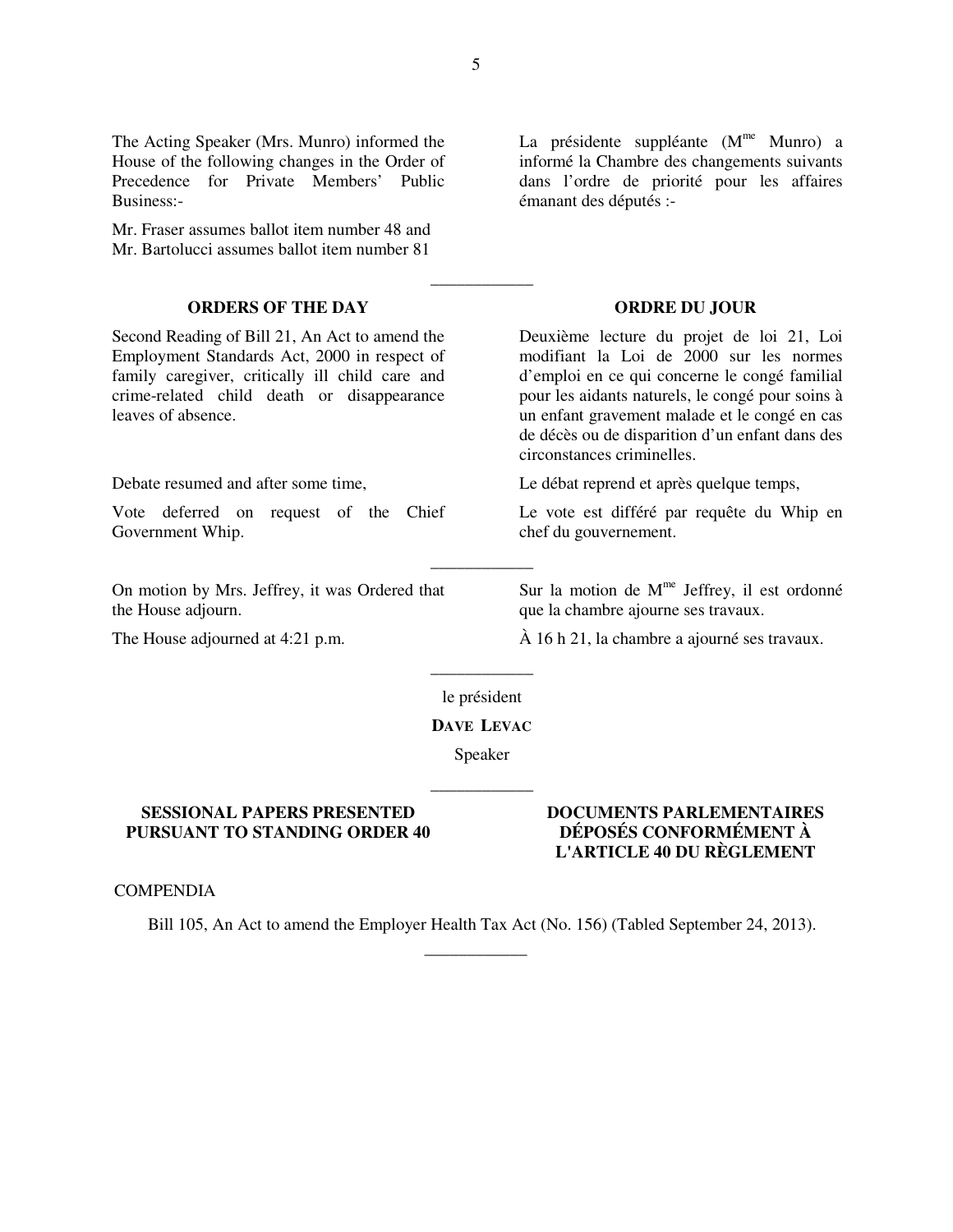The Acting Speaker (Mrs. Munro) informed the House of the following changes in the Order of Precedence for Private Members' Public Business:-

Mr. Fraser assumes ballot item number 48 and Mr. Bartolucci assumes ballot item number 81

La présidente suppléante (M[me] Munro) a informé la Chambre des changements suivants dans l'ordre de priorité pour les affaires émanant des députés :-

---

## ORDERS OF THE DAY

## ORDRE DU JOUR

Second Reading of Bill 21, An Act to amend the Employment Standards Act, 2000 in respect of family caregiver, critically ill child care and crime-related child death or disappearance leaves of absence.

Deuxième lecture du projet de loi 21, Loi modifiant la Loi de 2000 sur les normes d'emploi en ce qui concerne le congé familial pour les aidants naturels, le congé pour soins à un enfant gravement malade et le congé en cas de décès ou de disparition d'un enfant dans des circonstances criminelles.

Debate resumed and after some time,

Le débat reprend et après quelque temps,

Vote deferred on request of the Chief Government Whip.

Le vote est différé par requête du Whip en chef du gouvernement.

---

On motion by Mrs. Jeffrey, it was Ordered that the House adjourn.

Sur la motion de M[me] Jeffrey, il est ordonné que la chambre ajourne ses travaux.

The House adjourned at 4:21 p.m.

À 16 h 21, la chambre a ajourné ses travaux.

---

le président

**DAVE LEVAC**

Speaker

---

## SESSIONAL PAPERS PRESENTED PURSUANT TO STANDING ORDER 40

## DOCUMENTS PARLEMENTAIRES DÉPOSÉS CONFORMÉMENT À L'ARTICLE 40 DU RÈGLEMENT

COMPENDIA

Bill 105, An Act to amend the Employer Health Tax Act (No. 156) (Tabled September 24, 2013).

---